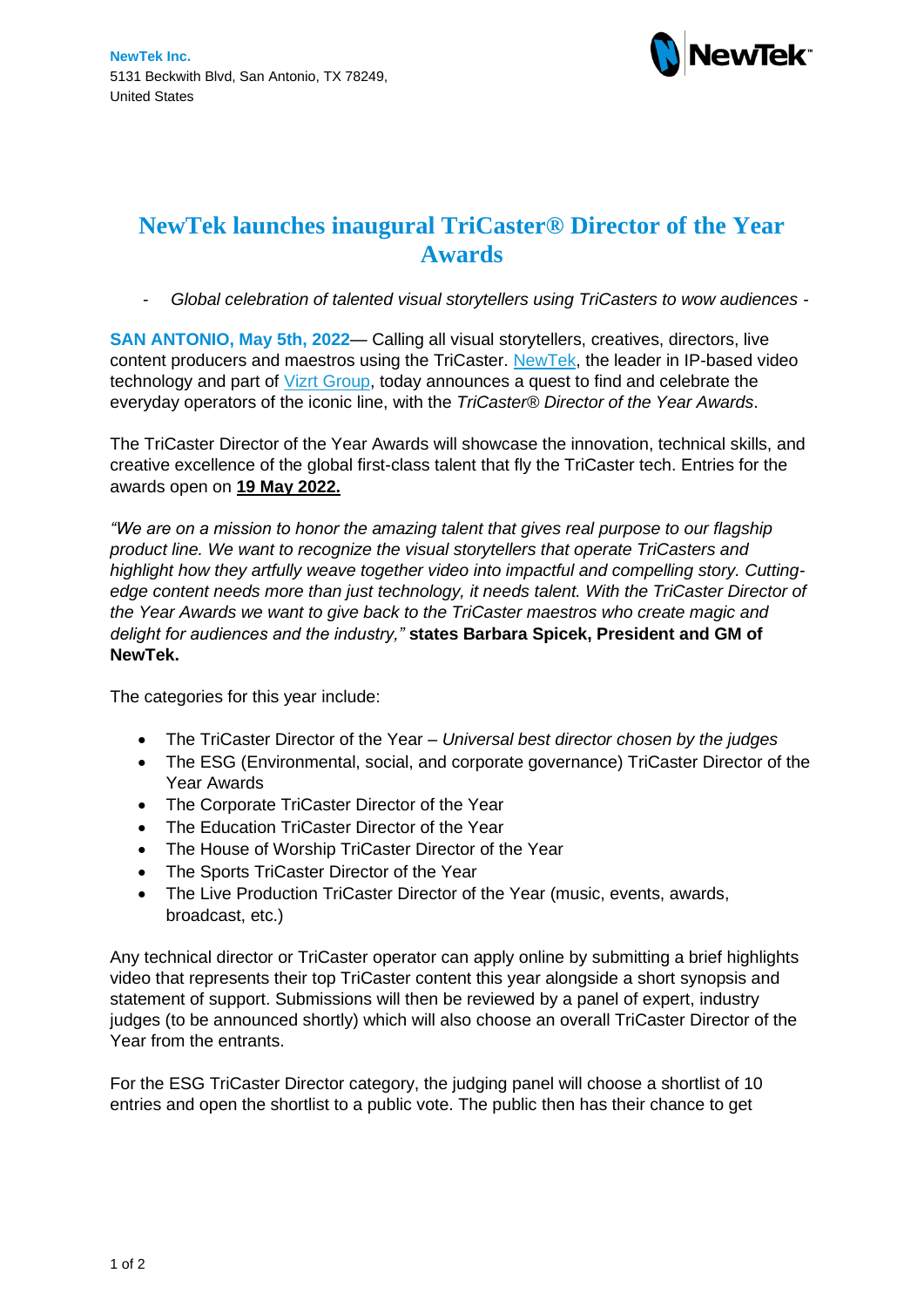**NewTek Inc.**
5131 Beckwith Blvd, San Antonio, TX 78249,
United States

# NewTek launches inaugural TriCaster® Director of the Year Awards

- *Global celebration of talented visual storytellers using TriCasters to wow audiences* -

**SAN ANTONIO, May 5th, 2022**— Calling all visual storytellers, creatives, directors, live content producers and maestros using the TriCaster. NewTek, the leader in IP-based video technology and part of Vizrt Group, today announces a quest to find and celebrate the everyday operators of the iconic line, with the *TriCaster® Director of the Year Awards*.

The TriCaster Director of the Year Awards will showcase the innovation, technical skills, and creative excellence of the global first-class talent that fly the TriCaster tech. Entries for the awards open on **19 May 2022.**

*"We are on a mission to honor the amazing talent that gives real purpose to our flagship product line. We want to recognize the visual storytellers that operate TriCasters and highlight how they artfully weave together video into impactful and compelling story. Cutting-edge content needs more than just technology, it needs talent. With the TriCaster Director of the Year Awards we want to give back to the TriCaster maestros who create magic and delight for audiences and the industry,"* **states Barbara Spicek, President and GM of NewTek.**

The categories for this year include:

- The TriCaster Director of the Year – *Universal best director chosen by the judges*
- The ESG (Environmental, social, and corporate governance) TriCaster Director of the Year Awards
- The Corporate TriCaster Director of the Year
- The Education TriCaster Director of the Year
- The House of Worship TriCaster Director of the Year
- The Sports TriCaster Director of the Year
- The Live Production TriCaster Director of the Year (music, events, awards, broadcast, etc.)

Any technical director or TriCaster operator can apply online by submitting a brief highlights video that represents their top TriCaster content this year alongside a short synopsis and statement of support. Submissions will then be reviewed by a panel of expert, industry judges (to be announced shortly) which will also choose an overall TriCaster Director of the Year from the entrants.

For the ESG TriCaster Director category, the judging panel will choose a shortlist of 10 entries and open the shortlist to a public vote. The public then has their chance to get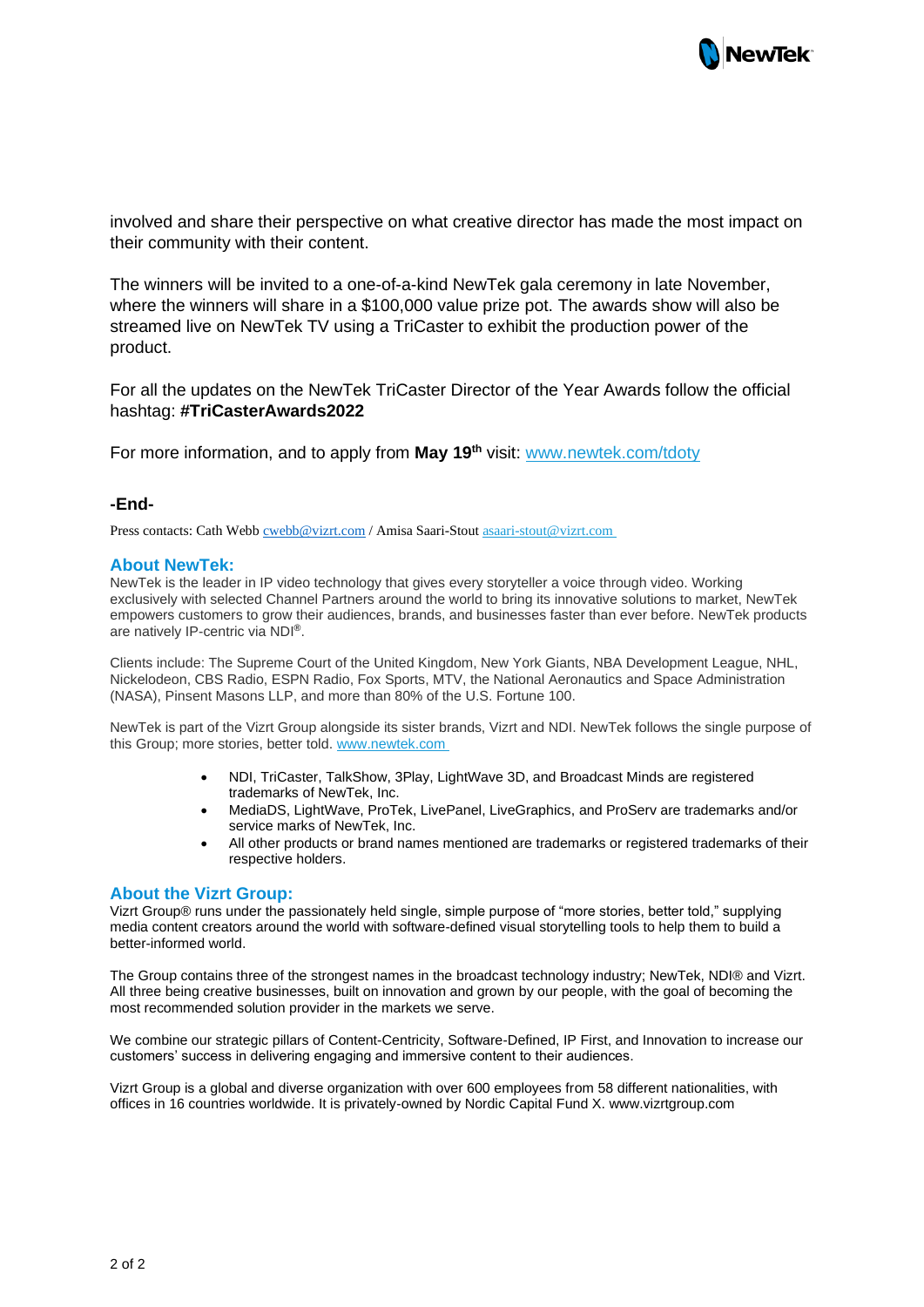involved and share their perspective on what creative director has made the most impact on their community with their content.

The winners will be invited to a one-of-a-kind NewTek gala ceremony in late November, where the winners will share in a $100,000 value prize pot. The awards show will also be streamed live on NewTek TV using a TriCaster to exhibit the production power of the product.

For all the updates on the NewTek TriCaster Director of the Year Awards follow the official hashtag: **#TriCasterAwards2022**

For more information, and to apply from **May 19th** visit: www.newtek.com/tdoty

**-End-**

Press contacts: Cath Webb cwebb@vizrt.com / Amisa Saari-Stout asaari-stout@vizrt.com

## About NewTek:

NewTek is the leader in IP video technology that gives every storyteller a voice through video. Working exclusively with selected Channel Partners around the world to bring its innovative solutions to market, NewTek empowers customers to grow their audiences, brands, and businesses faster than ever before. NewTek products are natively IP-centric via NDI®.

Clients include: The Supreme Court of the United Kingdom, New York Giants, NBA Development League, NHL, Nickelodeon, CBS Radio, ESPN Radio, Fox Sports, MTV, the National Aeronautics and Space Administration (NASA), Pinsent Masons LLP, and more than 80% of the U.S. Fortune 100.

NewTek is part of the Vizrt Group alongside its sister brands, Vizrt and NDI. NewTek follows the single purpose of this Group; more stories, better told. www.newtek.com

- NDI, TriCaster, TalkShow, 3Play, LightWave 3D, and Broadcast Minds are registered trademarks of NewTek, Inc.
- MediaDS, LightWave, ProTek, LivePanel, LiveGraphics, and ProServ are trademarks and/or service marks of NewTek, Inc.
- All other products or brand names mentioned are trademarks or registered trademarks of their respective holders.

## About the Vizrt Group:

Vizrt Group® runs under the passionately held single, simple purpose of “more stories, better told,” supplying media content creators around the world with software-defined visual storytelling tools to help them to build a better-informed world.

The Group contains three of the strongest names in the broadcast technology industry; NewTek, NDI® and Vizrt. All three being creative businesses, built on innovation and grown by our people, with the goal of becoming the most recommended solution provider in the markets we serve.

We combine our strategic pillars of Content-Centricity, Software-Defined, IP First, and Innovation to increase our customers’ success in delivering engaging and immersive content to their audiences.

Vizrt Group is a global and diverse organization with over 600 employees from 58 different nationalities, with offices in 16 countries worldwide. It is privately-owned by Nordic Capital Fund X. www.vizrtgroup.com